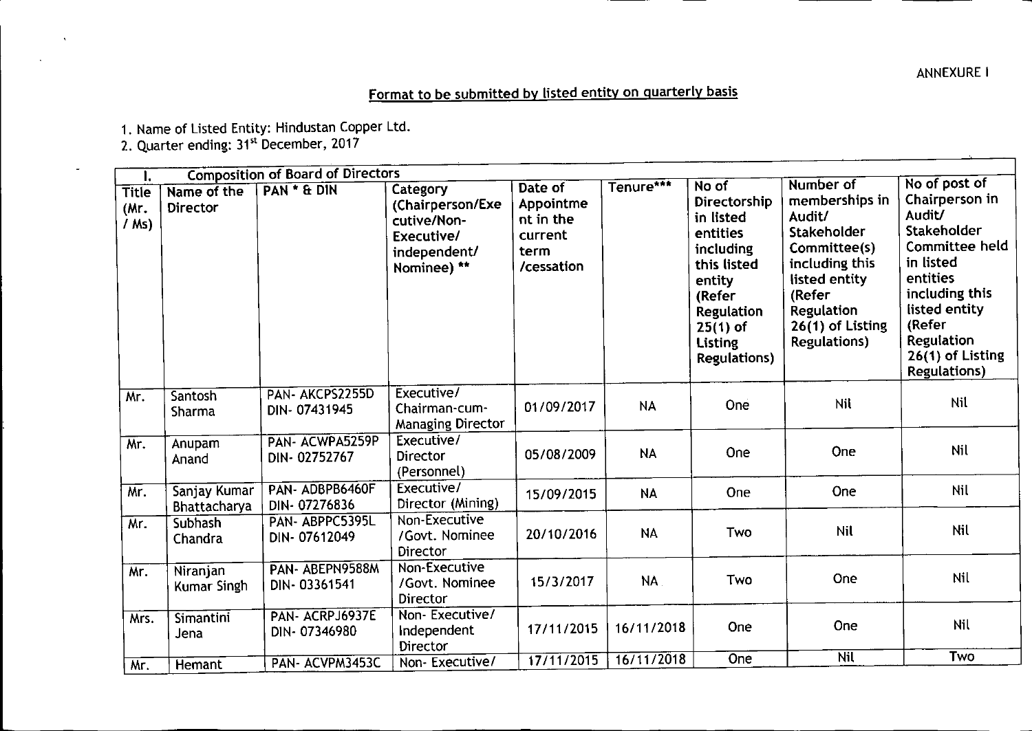ANNEXURE I

## Format to be submitted by listed entity on quarterly basis

1. Name of Listed Entity: Hindustan Copper Ltd.
2. Quarter ending: 31st December, 2017

| I. Composition of Board of Directors | | | | | | | | |
|---|---|---|---|---|---|---|---|---|
| Title (Mr. / Ms) | Name of the Director | PAN * & DIN | Category (Chairperson/Executive/Non-Executive/ independent/ Nominee) ** | Date of Appointment in the current term /cessation | Tenure*** | No of Directorship in listed entities including this listed entity (Refer Regulation 25(1) of Listing Regulations) | Number of memberships in Audit/ Stakeholder Committee(s) including this listed entity (Refer Regulation 26(1) of Listing Regulations) | No of post of Chairperson in Audit/ Stakeholder Committee held in listed entities including this listed entity (Refer Regulation 26(1) of Listing Regulations) |
| Mr. | Santosh Sharma | PAN- AKCPS2255D DIN- 07431945 | Executive/ Chairman-cum-Managing Director | 01/09/2017 | NA | One | Nil | Nil |
| Mr. | Anupam Anand | PAN- ACWPA5259P DIN- 02752767 | Executive/ Director (Personnel) | 05/08/2009 | NA | One | One | Nil |
| Mr. | Sanjay Kumar Bhattacharya | PAN- ADBPB6460F DIN- 07276836 | Executive/ Director (Mining) | 15/09/2015 | NA | One | One | Nil |
| Mr. | Subhash Chandra | PAN- ABPPC5395L DIN- 07612049 | Non-Executive /Govt. Nominee Director | 20/10/2016 | NA | Two | Nil | Nil |
| Mr. | Niranjan Kumar Singh | PAN- ABEPN9588M DIN- 03361541 | Non-Executive /Govt. Nominee Director | 15/3/2017 | NA | Two | One | Nil |
| Mrs. | Simantini Jena | PAN- ACRPJ6937E DIN- 07346980 | Non- Executive/ Independent Director | 17/11/2015 | 16/11/2018 | One | One | Nil |
| Mr. | Hemant | PAN- ACVPM3453C | Non- Executive/ | 17/11/2015 | 16/11/2018 | One | Nil | Two |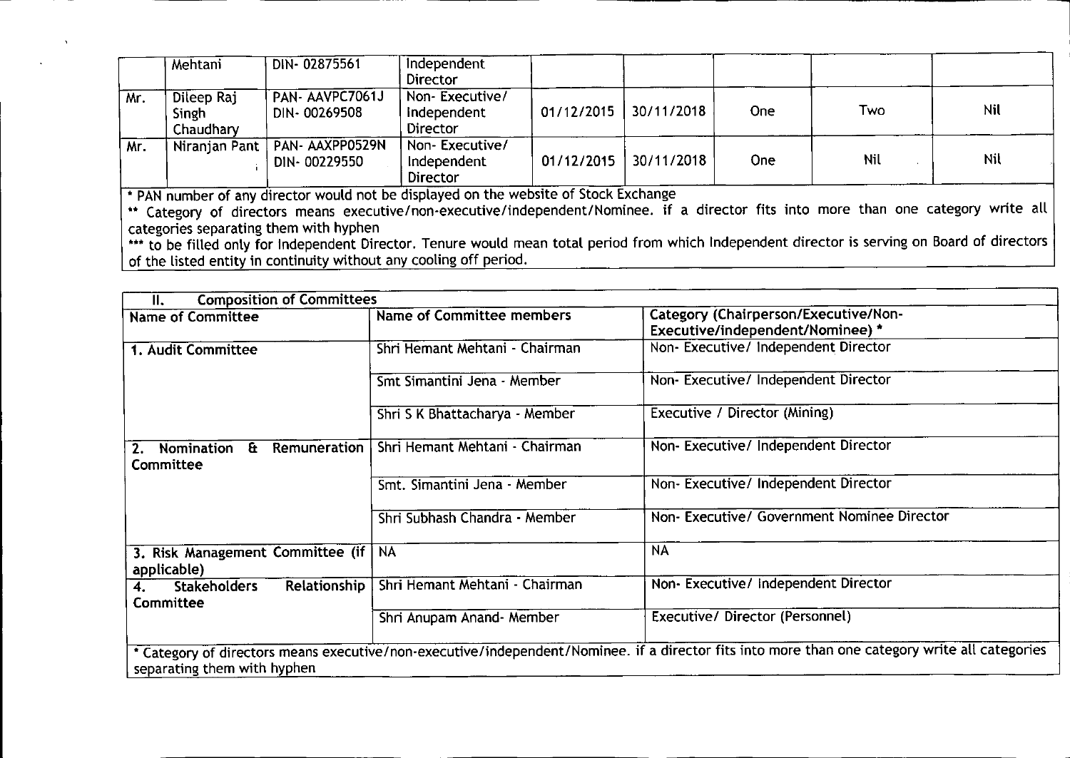|  | Mehtani | DIN- 02875561 | Independent Director |  |  |  |  |  |
|---|---|---|---|---|---|---|---|---|
| Mr. | Dileep Raj Singh Chaudhary | PAN- AAVPC7061J DIN- 00269508 | Non- Executive/ Independent Director | 01/12/2015 | 30/11/2018 | One | Two | Nil |
| Mr. | Niranjan Pant | PAN- AAXPP0529N DIN- 00229550 | Non- Executive/ Independent Director | 01/12/2015 | 30/11/2018 | One | Nil | Nil |

\* PAN number of any director would not be displayed on the website of Stock Exchange

** Category of directors means executive/non-executive/independent/Nominee. if a director fits into more than one category write all categories separating them with hyphen

*** to be filled only for Independent Director. Tenure would mean total period from which Independent director is serving on Board of directors of the listed entity in continuity without any cooling off period.

| II. Composition of Committees | | |
|---|---|---|
| **Name of Committee** | **Name of Committee members** | **Category (Chairperson/Executive/Non-Executive/independent/Nominee) *** |
| **1. Audit Committee** | Shri Hemant Mehtani - Chairman | Non- Executive/ Independent Director |
|  | Smt Simantini Jena - Member | Non- Executive/ Independent Director |
|  | Shri S K Bhattacharya - Member | Executive / Director (Mining) |
| **2. Nomination & Remuneration Committee** | Shri Hemant Mehtani - Chairman | Non- Executive/ Independent Director |
|  | Smt. Simantini Jena - Member | Non- Executive/ Independent Director |
|  | Shri Subhash Chandra - Member | Non- Executive/ Government Nominee Director |
| **3. Risk Management Committee (if applicable)** | NA | NA |
| **4. Stakeholders Relationship Committee** | Shri Hemant Mehtani - Chairman | Non- Executive/ Independent Director |
|  | Shri Anupam Anand- Member | Executive/ Director (Personnel) |

\* Category of directors means executive/non-executive/independent/Nominee. if a director fits into more than one category write all categories separating them with hyphen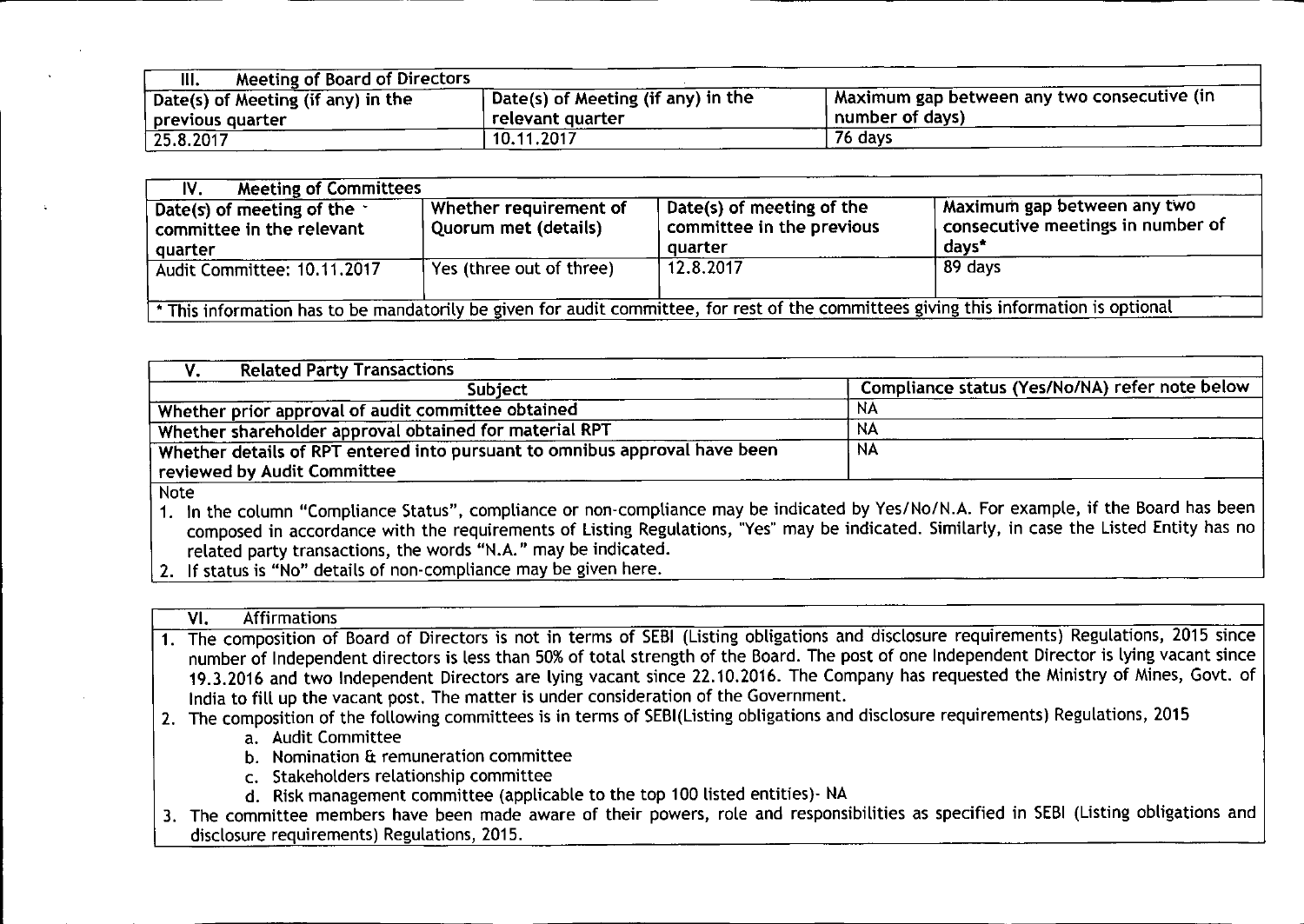| III. Meeting of Board of Directors | | |
|---|---|---|
| Date(s) of Meeting (if any) in the previous quarter | Date(s) of Meeting (if any) in the relevant quarter | Maximum gap between any two consecutive (in number of days) |
| 25.8.2017 | 10.11.2017 | 76 days |

| IV. Meeting of Committees | | | |
|---|---|---|---|
| Date(s) of meeting of the committee in the relevant quarter | Whether requirement of Quorum met (details) | Date(s) of meeting of the committee in the previous quarter | Maximum gap between any two consecutive meetings in number of days* |
| Audit Committee: 10.11.2017 | Yes (three out of three) | 12.8.2017 | 89 days |
| * This information has to be mandatorily be given for audit committee, for rest of the committees giving this information is optional | | | |

| V. Related Party Transactions | |
|---|---|
| Subject | Compliance status (Yes/No/NA) refer note below |
| Whether prior approval of audit committee obtained | NA |
| Whether shareholder approval obtained for material RPT | NA |
| Whether details of RPT entered into pursuant to omnibus approval have been reviewed by Audit Committee | NA |

Note

1. In the column "Compliance Status", compliance or non-compliance may be indicated by Yes/No/N.A. For example, if the Board has been composed in accordance with the requirements of Listing Regulations, "Yes" may be indicated. Similarly, in case the Listed Entity has no related party transactions, the words "N.A." may be indicated.
2. If status is "No" details of non-compliance may be given here.

**VI. Affirmations**

1. The composition of Board of Directors is not in terms of SEBI (Listing obligations and disclosure requirements) Regulations, 2015 since number of Independent directors is less than 50% of total strength of the Board. The post of one Independent Director is lying vacant since 19.3.2016 and two Independent Directors are lying vacant since 22.10.2016. The Company has requested the Ministry of Mines, Govt. of India to fill up the vacant post. The matter is under consideration of the Government.
2. The composition of the following committees is in terms of SEBI(Listing obligations and disclosure requirements) Regulations, 2015
   a. Audit Committee
   b. Nomination & remuneration committee
   c. Stakeholders relationship committee
   d. Risk management committee (applicable to the top 100 listed entities)- NA
3. The committee members have been made aware of their powers, role and responsibilities as specified in SEBI (Listing obligations and disclosure requirements) Regulations, 2015.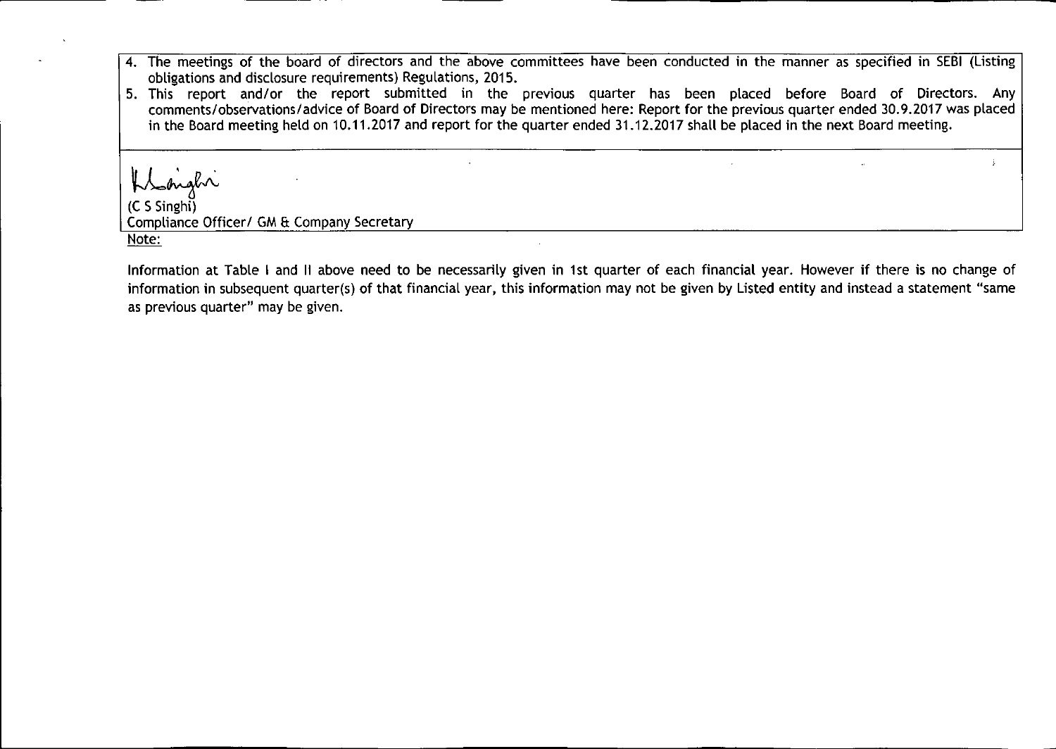4. The meetings of the board of directors and the above committees have been conducted in the manner as specified in SEBI (Listing obligations and disclosure requirements) Regulations, 2015.
5. This report and/or the report submitted in the previous quarter has been placed before Board of Directors. Any comments/observations/advice of Board of Directors may be mentioned here: Report for the previous quarter ended 30.9.2017 was placed in the Board meeting held on 10.11.2017 and report for the quarter ended 31.12.2017 shall be placed in the next Board meeting.

(C S Singhi)
Compliance Officer/ GM & Company Secretary

Note:

Information at Table I and II above need to be necessarily given in 1st quarter of each financial year. However if there is no change of information in subsequent quarter(s) of that financial year, this information may not be given by Listed entity and instead a statement "same as previous quarter" may be given.